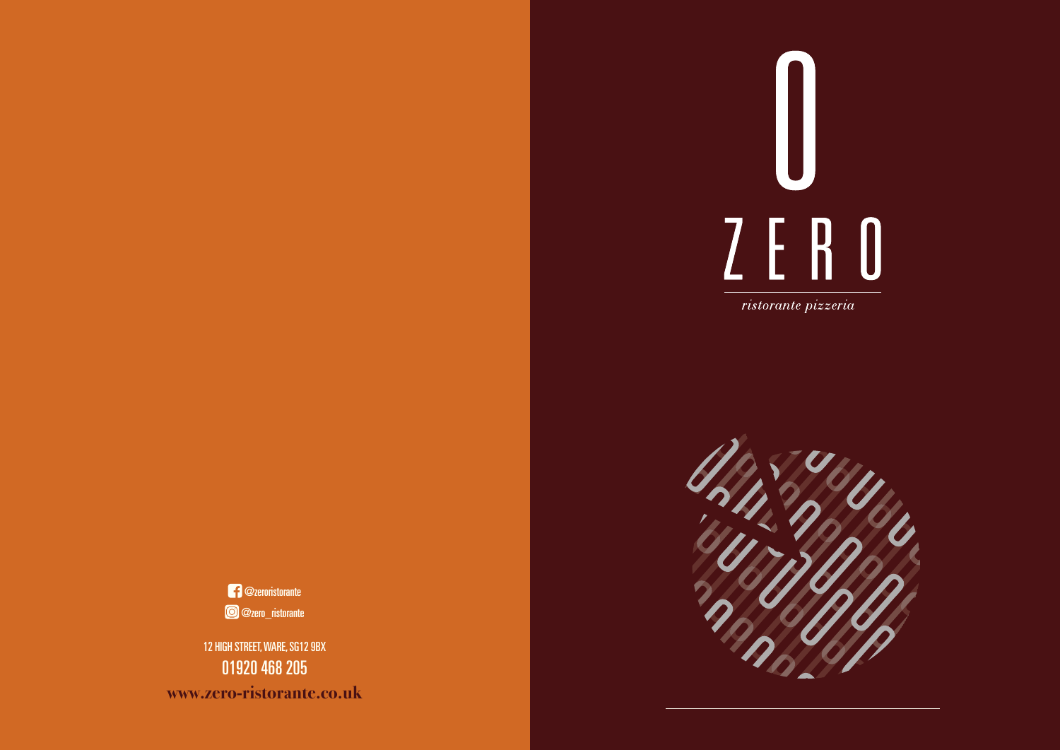@zeroristorante

@zero_ristorante

12 HIGH STREET, WARE, SG12 9BX

01920 468 205

**www.zero-ristorante.co.uk**

# 0

# ZERO

*ristorante pizzeria*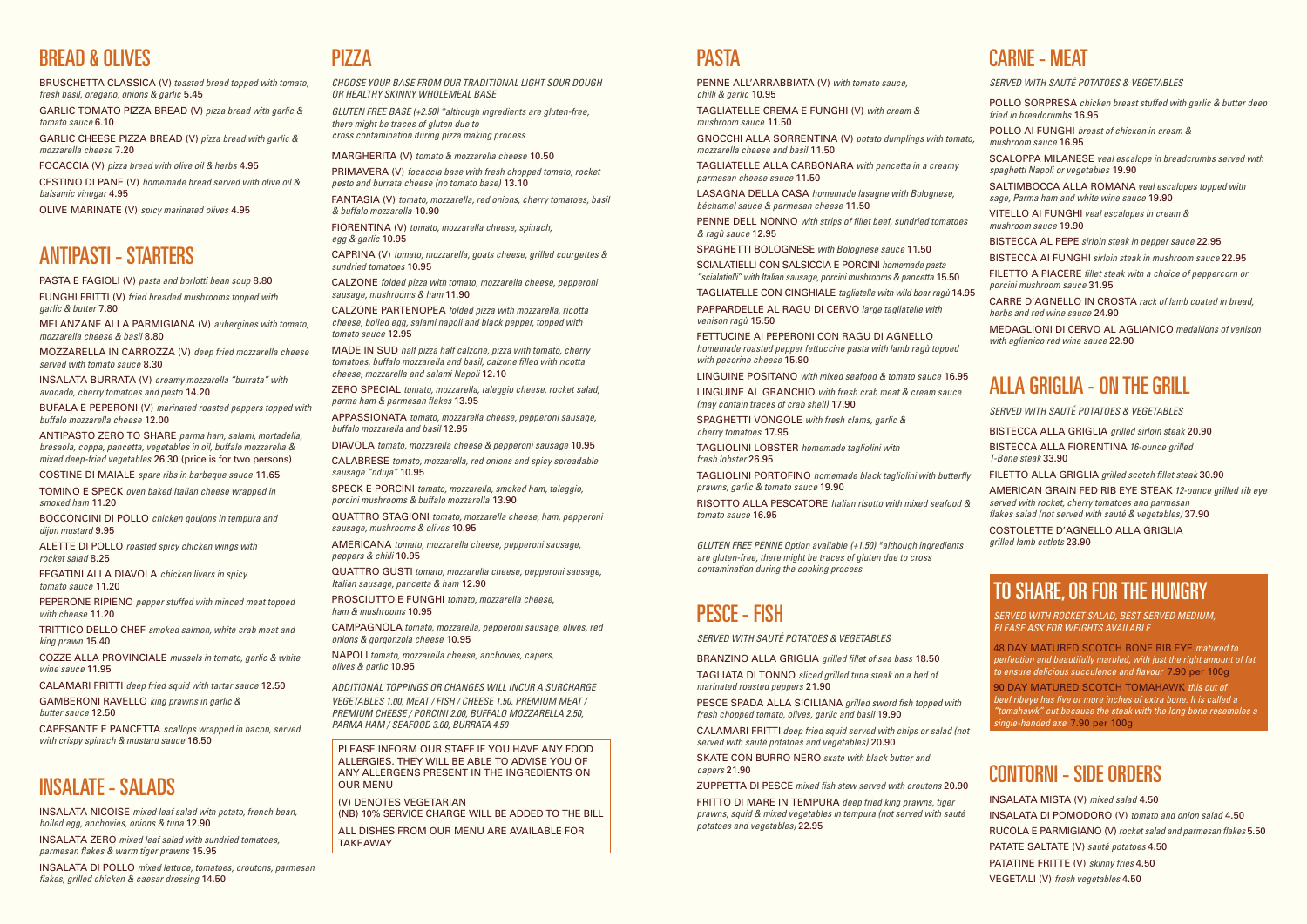## BREAD & OLIVES

BRUSCHETTA CLASSICA (V) *toasted bread topped with tomato, fresh basil, oregano, onions & garlic* 5.45

GARLIC TOMATO PIZZA BREAD (V) *pizza bread with garlic & tomato sauce* 6.10

GARLIC CHEESE PIZZA BREAD (V) *pizza bread with garlic & mozzarella cheese* 7.20

FOCACCIA (V) *pizza bread with olive oil & herbs* 4.95

CESTINO DI PANE (V) *homemade bread served with olive oil & balsamic vinegar* 4.95

OLIVE MARINATE (V) *spicy marinated olives* 4.95

## ANTIPASTI - STARTERS

PASTA E FAGIOLI (V) *pasta and borlotti bean soup* 8.80

FUNGHI FRITTI (V) *fried breaded mushrooms topped with garlic & butter* 7.80

MELANZANE ALLA PARMIGIANA (V) *aubergines with tomato, mozzarella cheese & basil* 8.80

MOZZARELLA IN CARROZZA (V) *deep fried mozzarella cheese served with tomato sauce* 8.30

INSALATA BURRATA (V) *creamy mozzarella "burrata" with avocado, cherry tomatoes and pesto* 14.20

BUFALA E PEPERONI (V) *marinated roasted peppers topped with buffalo mozzarella cheese* 12.00

ANTIPASTO ZERO TO SHARE *parma ham, salami, mortadella, bresaola, coppa, pancetta, vegetables in oil, buffalo mozzarella & mixed deep-fried vegetables* 26.30 (price is for two persons)

COSTINE DI MAIALE *spare ribs in barbeque sauce* 11.65

TOMINO E SPECK *oven baked Italian cheese wrapped in smoked ham* 11.20

BOCCONCINI DI POLLO *chicken goujons in tempura and dijon mustard* 9.95

ALETTE DI POLLO *roasted spicy chicken wings with rocket salad* 8.25

FEGATINI ALLA DIAVOLA *chicken livers in spicy tomato sauce* 11.20

PEPERONE RIPIENO *pepper stuffed with minced meat topped with cheese* 11.20

TRITTICO DELLO CHEF *smoked salmon, white crab meat and king prawn* 15.40

COZZE ALLA PROVINCIALE *mussels in tomato, garlic & white wine sauce* 11.95

CALAMARI FRITTI *deep fried squid with tartar sauce* 12.50

GAMBERONI RAVELLO *king prawns in garlic & butter sauce* 12.50

CAPESANTE E PANCETTA *scallops wrapped in bacon, served with crispy spinach & mustard sauce* 16.50

## INSALATE - SALADS

INSALATA NICOISE *mixed leaf salad with potato, french bean, boiled egg, anchovies, onions & tuna* 12.90

INSALATA ZERO *mixed leaf salad with sundried tomatoes, parmesan flakes & warm tiger prawns* 15.95

INSALATA DI POLLO *mixed lettuce, tomatoes, croutons, parmesan flakes, grilled chicken & caesar dressing* 14.50

## PIZZA

*CHOOSE YOUR BASE FROM OUR TRADITIONAL LIGHT SOUR DOUGH OR HEALTHY SKINNY WHOLEMEAL BASE*

*GLUTEN FREE BASE (+2.50) *although ingredients are gluten-free, there might be traces of gluten due to cross contamination during pizza making process*

MARGHERITA (V) *tomato & mozzarella cheese* 10.50

PRIMAVERA (V) *focaccia base with fresh chopped tomato, rocket pesto and burrata cheese (no tomato base)* 13.10

FANTASIA (V) *tomato, mozzarella, red onions, cherry tomatoes, basil & buffalo mozzarella* 10.90

FIORENTINA (V) *tomato, mozzarella cheese, spinach, egg & garlic* 10.95

CAPRINA (V) *tomato, mozzarella, goats cheese, grilled courgettes & sundried tomatoes* 10.95

CALZONE *folded pizza with tomato, mozzarella cheese, pepperoni sausage, mushrooms & ham* 11.90

CALZONE PARTENOPEA *folded pizza with mozzarella, ricotta cheese, boiled egg, salami napoli and black pepper, topped with tomato sauce* 12.95

MADE IN SUD *half pizza half calzone, pizza with tomato, cherry tomatoes, buffalo mozzarella and basil, calzone filled with ricotta cheese, mozzarella and salami Napoli* 12.10

ZERO SPECIAL *tomato, mozzarella, taleggio cheese, rocket salad, parma ham & parmesan flakes* 13.95

APPASSIONATA *tomato, mozzarella cheese, pepperoni sausage, buffalo mozzarella and basil* 12.95

DIAVOLA *tomato, mozzarella cheese & pepperoni sausage* 10.95

CALABRESE *tomato, mozzarella, red onions and spicy spreadable sausage "nduja"* 10.95

SPECK E PORCINI *tomato, mozzarella, smoked ham, taleggio, porcini mushrooms & buffalo mozzarella* 13.90

QUATTRO STAGIONI *tomato, mozzarella cheese, ham, pepperoni sausage, mushrooms & olives* 10.95

AMERICANA *tomato, mozzarella cheese, pepperoni sausage, peppers & chilli* 10.95

QUATTRO GUSTI *tomato, mozzarella cheese, pepperoni sausage, Italian sausage, pancetta & ham* 12.90

PROSCIUTTO E FUNGHI *tomato, mozzarella cheese, ham & mushrooms* 10.95

CAMPAGNOLA *tomato, mozzarella, pepperoni sausage, olives, red onions & gorgonzola cheese* 10.95

NAPOLI *tomato, mozzarella cheese, anchovies, capers, olives & garlic* 10.95

*ADDITIONAL TOPPINGS OR CHANGES WILL INCUR A SURCHARGE VEGETABLES 1.00, MEAT / FISH / CHEESE 1.50, PREMIUM MEAT / PREMIUM CHEESE / PORCINI 2.00, BUFFALO MOZZARELLA 2.50, PARMA HAM / SEAFOOD 3.00, BURRATA 4.50*

PLEASE INFORM OUR STAFF IF YOU HAVE ANY FOOD ALLERGIES. THEY WILL BE ABLE TO ADVISE YOU OF ANY ALLERGENS PRESENT IN THE INGREDIENTS ON OUR MENU

(V) DENOTES VEGETARIAN
(NB) 10% SERVICE CHARGE WILL BE ADDED TO THE BILL

ALL DISHES FROM OUR MENU ARE AVAILABLE FOR TAKEAWAY

## PASTA

PENNE ALL'ARRABBIATA (V) *with tomato sauce, chilli & garlic* 10.95

TAGLIATELLE CREMA E FUNGHI (V) *with cream & mushroom sauce* 11.50

GNOCCHI ALLA SORRENTINA (V) *potato dumplings with tomato, mozzarella cheese and basil* 11.50

TAGLIATELLE ALLA CARBONARA *with pancetta in a creamy parmesan cheese sauce* 11.50

LASAGNA DELLA CASA *homemade lasagne with Bolognese, béchamel sauce & parmesan cheese* 11.50

PENNE DELL NONNO *with strips of fillet beef, sundried tomatoes & ragù sauce* 12.95

SPAGHETTI BOLOGNESE *with Bolognese sauce* 11.50

SCIALATIELLI CON SALSICCIA E PORCINI *homemade pasta "scialatielli" with Italian sausage, porcini mushrooms & pancetta* 15.50

TAGLIATELLE CON CINGHIALE *tagliatelle with wild boar ragù* 14.95

PAPPARDELLE AL RAGU DI CERVO *large tagliatelle with venison ragù* 15.50

FETTUCINE AI PEPERONI CON RAGU DI AGNELLO *homemade roasted pepper fettuccine pasta with lamb ragù topped with pecorino cheese* 15.90

LINGUINE POSITANO *with mixed seafood & tomato sauce* 16.95

LINGUINE AL GRANCHIO *with fresh crab meat & cream sauce (may contain traces of crab shell)* 17.90

SPAGHETTI VONGOLE *with fresh clams, garlic & cherry tomatoes* 17.95

TAGLIOLINI LOBSTER *homemade tagliolini with fresh lobster* 26.95

TAGLIOLINI PORTOFINO *homemade black tagliolini with butterfly prawns, garlic & tomato sauce* 19.90

RISOTTO ALLA PESCATORE *Italian risotto with mixed seafood & tomato sauce* 16.95

*GLUTEN FREE PENNE Option available (+1.50) *although ingredients are gluten-free, there might be traces of gluten due to cross contamination during the cooking process*

## PESCE - FISH

*SERVED WITH SAUTÉ POTATOES & VEGETABLES*

BRANZINO ALLA GRIGLIA *grilled fillet of sea bass* 18.50

TAGLIATA DI TONNO *sliced grilled tuna steak on a bed of marinated roasted peppers* 21.90

PESCE SPADA ALLA SICILIANA *grilled sword fish topped with fresh chopped tomato, olives, garlic and basil* 19.90

CALAMARI FRITTI *deep fried squid served with chips or salad (not served with sauté potatoes and vegetables)* 20.90

SKATE CON BURRO NERO *skate with black butter and capers* 21.90

ZUPPETTA DI PESCE *mixed fish stew served with croutons* 20.90

FRITTO DI MARE IN TEMPURA *deep fried king prawns, tiger prawns, squid & mixed vegetables in tempura (not served with sauté potatoes and vegetables)* 22.95

## CARNE - MEAT

*SERVED WITH SAUTÉ POTATOES & VEGETABLES*

POLLO SORPRESA *chicken breast stuffed with garlic & butter deep fried in breadcrumbs* 16.95

POLLO AI FUNGHI *breast of chicken in cream & mushroom sauce* 16.95

SCALOPPA MILANESE *veal escalope in breadcrumbs served with spaghetti Napoli or vegetables* 19.90

SALTIMBOCCA ALLA ROMANA *veal escalopes topped with sage, Parma ham and white wine sauce* 19.90

VITELLO AI FUNGHI *veal escalopes in cream & mushroom sauce* 19.90

BISTECCA AL PEPE *sirloin steak in pepper sauce* 22.95

BISTECCA AI FUNGHI *sirloin steak in mushroom sauce* 22.95

FILETTO A PIACERE *fillet steak with a choice of peppercorn or porcini mushroom sauce* 31.95

CARRE D'AGNELLO IN CROSTA *rack of lamb coated in bread, herbs and red wine sauce* 24.90

MEDAGLIONI DI CERVO AL AGLIANICO *medallions of venison with aglianico red wine sauce* 22.90

## ALLA GRIGLIA - ON THE GRILL

*SERVED WITH SAUTÉ POTATOES & VEGETABLES*

BISTECCA ALLA GRIGLIA *grilled sirloin steak* 20.90

BISTECCA ALLA FIORENTINA *16-ounce grilled T-Bone steak* 33.90

FILETTO ALLA GRIGLIA *grilled scotch fillet steak* 30.90

AMERICAN GRAIN FED RIB EYE STEAK *12-ounce grilled rib eye served with rocket, cherry tomatoes and parmesan flakes salad (not served with sauté & vegetables)* 37.90

COSTOLETTE D'AGNELLO ALLA GRIGLIA *grilled lamb cutlets* 23.90

## TO SHARE, OR FOR THE HUNGRY

*SERVED WITH ROCKET SALAD, BEST SERVED MEDIUM, PLEASE ASK FOR WEIGHTS AVAILABLE*

48 DAY MATURED SCOTCH BONE RIB EYE *matured to perfection and beautifully marbled, with just the right amount of fat to ensure delicious succulence and flavour* 7.90 per 100g

90 DAY MATURED SCOTCH TOMAHAWK *this cut of beef ribeye has five or more inches of extra bone. It is called a "tomahawk" cut because the steak with the long bone resembles a single-handed axe* 7.90 per 100g

## CONTORNI - SIDE ORDERS

INSALATA MISTA (V) *mixed salad* 4.50

INSALATA DI POMODORO (V) *tomato and onion salad* 4.50

RUCOLA E PARMIGIANO (V) *rocket salad and parmesan flakes* 5.50

PATATE SALTATE (V) *sauté potatoes* 4.50

PATATINE FRITTE (V) *skinny fries* 4.50

VEGETALI (V) *fresh vegetables* 4.50